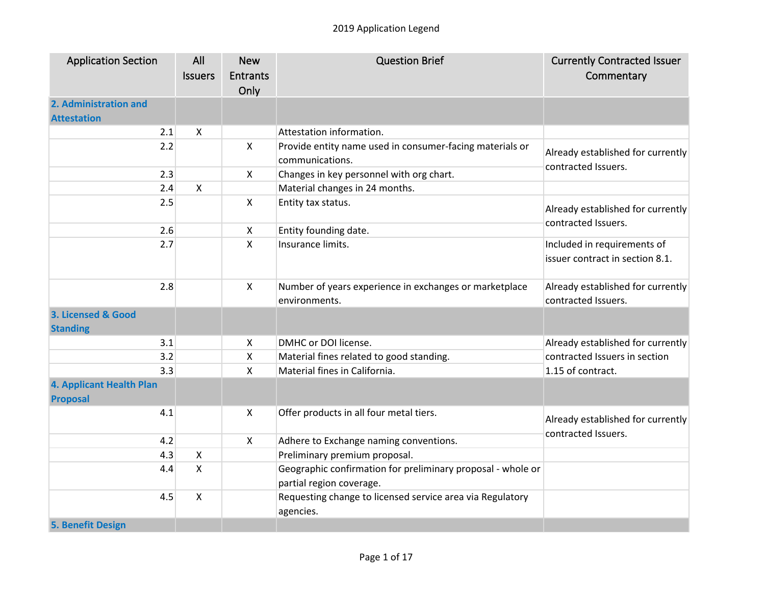# 2019 Application Legend

| Application Section | All Issuers | New Entrants Only | Question Brief | Currently Contracted Issuer Commentary |
|---|---|---|---|---|
| **2. Administration and Attestation** | | | | |
| 2.1 | X | | Attestation information. | |
| 2.2 | | X | Provide entity name used in consumer-facing materials or communications. | Already established for currently contracted Issuers. |
| 2.3 | | X | Changes in key personnel with org chart. | |
| 2.4 | X | | Material changes in 24 months. | |
| 2.5 | | X | Entity tax status. | Already established for currently contracted Issuers. |
| 2.6 | | X | Entity founding date. | |
| 2.7 | | X | Insurance limits. | Included in requirements of issuer contract in section 8.1. |
| 2.8 | | X | Number of years experience in exchanges or marketplace environments. | Already established for currently contracted Issuers. |
| **3. Licensed & Good Standing** | | | | |
| 3.1 | | X | DMHC or DOI license. | Already established for currently contracted Issuers in section 1.15 of contract. |
| 3.2 | | X | Material fines related to good standing. | |
| 3.3 | | X | Material fines in California. | |
| **4. Applicant Health Plan Proposal** | | | | |
| 4.1 | | X | Offer products in all four metal tiers. | Already established for currently contracted Issuers. |
| 4.2 | | X | Adhere to Exchange naming conventions. | |
| 4.3 | X | | Preliminary premium proposal. | |
| 4.4 | X | | Geographic confirmation for preliminary proposal - whole or partial region coverage. | |
| 4.5 | X | | Requesting change to licensed service area via Regulatory agencies. | |
| **5. Benefit Design** | | | | |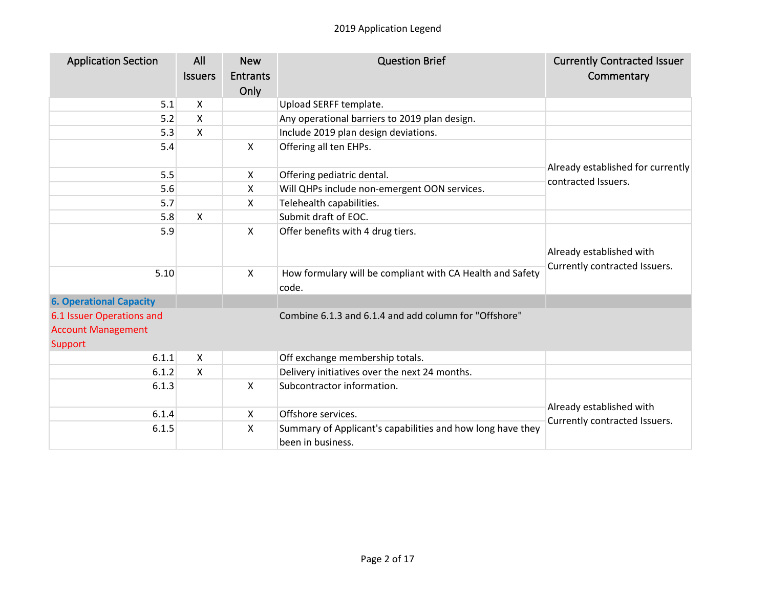2019 Application Legend

| Application Section | All Issuers | New Entrants Only | Question Brief | Currently Contracted Issuer Commentary |
|---|---|---|---|---|
| 5.1 | X | | Upload SERFF template. | |
| 5.2 | X | | Any operational barriers to 2019 plan design. | |
| 5.3 | X | | Include 2019 plan design deviations. | |
| 5.4 | | X | Offering all ten EHPs. | Already established for currently contracted Issuers. |
| 5.5 | | X | Offering pediatric dental. | |
| 5.6 | | X | Will QHPs include non-emergent OON services. | |
| 5.7 | | X | Telehealth capabilities. | |
| 5.8 | X | | Submit draft of EOC. | |
| 5.9 | | X | Offer benefits with 4 drug tiers. | Already established with Currently contracted Issuers. |
| 5.10 | | X | How formulary will be compliant with CA Health and Safety code. | |
| **6. Operational Capacity** | | | | |
| 6.1 Issuer Operations and Account Management Support | | | Combine 6.1.3 and 6.1.4 and add column for "Offshore" | |
| 6.1.1 | X | | Off exchange membership totals. | |
| 6.1.2 | X | | Delivery initiatives over the next 24 months. | |
| 6.1.3 | | X | Subcontractor information. | Already established with Currently contracted Issuers. |
| 6.1.4 | | X | Offshore services. | |
| 6.1.5 | | X | Summary of Applicant's capabilities and how long have they been in business. | |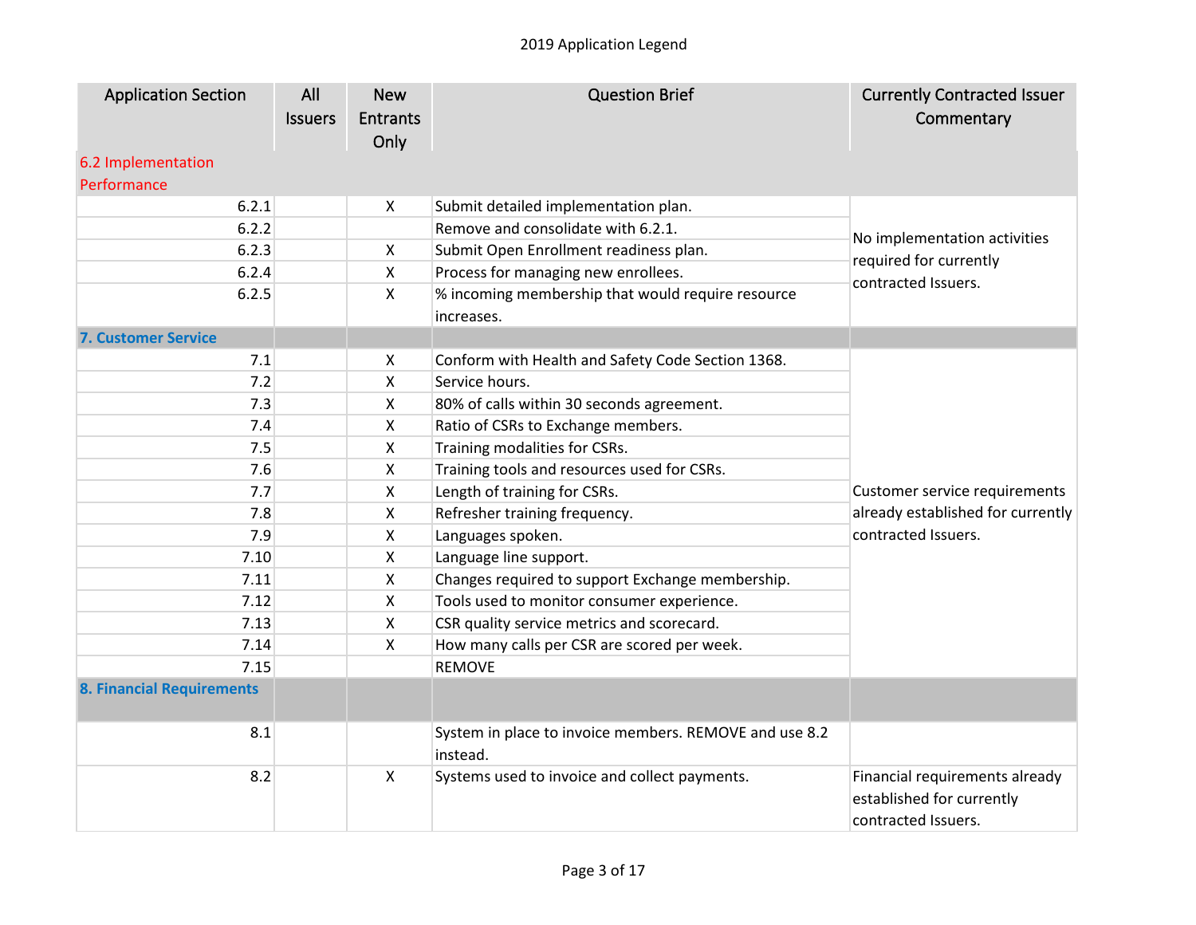2019 Application Legend

| Application Section | All Issuers | New Entrants Only | Question Brief | Currently Contracted Issuer Commentary |
|---|---|---|---|---|
| 6.2 Implementation Performance | | | | |
| 6.2.1 | | X | Submit detailed implementation plan. | No implementation activities required for currently contracted Issuers. |
| 6.2.2 | | | Remove and consolidate with 6.2.1. | |
| 6.2.3 | | X | Submit Open Enrollment readiness plan. | |
| 6.2.4 | | X | Process for managing new enrollees. | |
| 6.2.5 | | X | % incoming membership that would require resource increases. | |
| **7. Customer Service** | | | | |
| 7.1 | | X | Conform with Health and Safety Code Section 1368. | Customer service requirements already established for currently contracted Issuers. |
| 7.2 | | X | Service hours. | |
| 7.3 | | X | 80% of calls within 30 seconds agreement. | |
| 7.4 | | X | Ratio of CSRs to Exchange members. | |
| 7.5 | | X | Training modalities for CSRs. | |
| 7.6 | | X | Training tools and resources used for CSRs. | |
| 7.7 | | X | Length of training for CSRs. | |
| 7.8 | | X | Refresher training frequency. | |
| 7.9 | | X | Languages spoken. | |
| 7.10 | | X | Language line support. | |
| 7.11 | | X | Changes required to support Exchange membership. | |
| 7.12 | | X | Tools used to monitor consumer experience. | |
| 7.13 | | X | CSR quality service metrics and scorecard. | |
| 7.14 | | X | How many calls per CSR are scored per week. | |
| 7.15 | | | REMOVE | |
| **8. Financial Requirements** | | | | |
| 8.1 | | | System in place to invoice members. REMOVE and use 8.2 instead. | |
| 8.2 | | X | Systems used to invoice and collect payments. | Financial requirements already established for currently contracted Issuers. |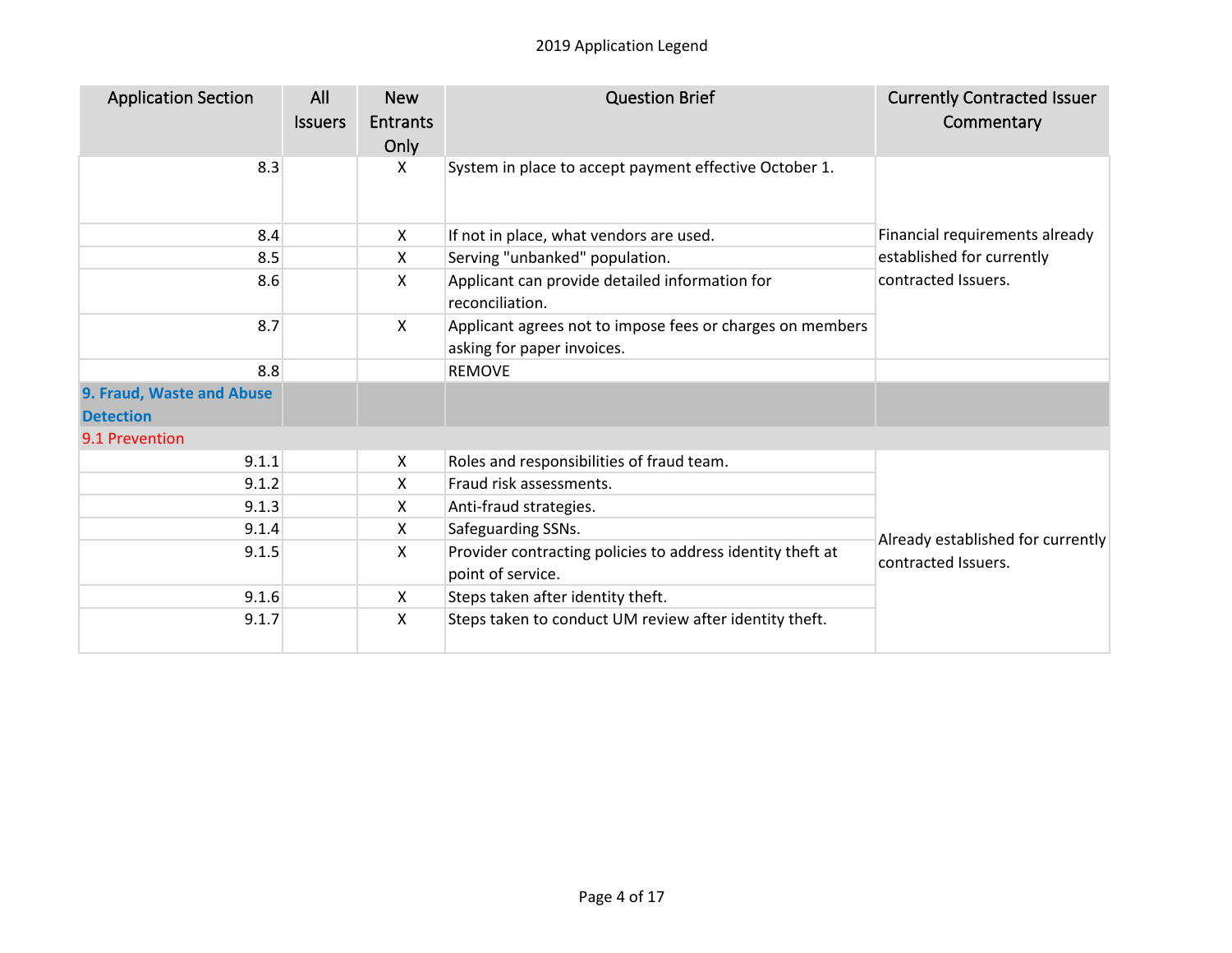| Application Section | All Issuers | New Entrants Only | Question Brief | Currently Contracted Issuer Commentary |
|---|---|---|---|---|
| 8.3 | | X | System in place to accept payment effective October 1. | Financial requirements already established for currently contracted Issuers. |
| 8.4 | | X | If not in place, what vendors are used. | |
| 8.5 | | X | Serving "unbanked" population. | |
| 8.6 | | X | Applicant can provide detailed information for reconciliation. | |
| 8.7 | | X | Applicant agrees not to impose fees or charges on members asking for paper invoices. | |
| 8.8 | | | REMOVE | |
| **9. Fraud, Waste and Abuse Detection** | | | | |
| 9.1 Prevention | | | | |
| 9.1.1 | | X | Roles and responsibilities of fraud team. | Already established for currently contracted Issuers. |
| 9.1.2 | | X | Fraud risk assessments. | |
| 9.1.3 | | X | Anti-fraud strategies. | |
| 9.1.4 | | X | Safeguarding SSNs. | |
| 9.1.5 | | X | Provider contracting policies to address identity theft at point of service. | |
| 9.1.6 | | X | Steps taken after identity theft. | |
| 9.1.7 | | X | Steps taken to conduct UM review after identity theft. | |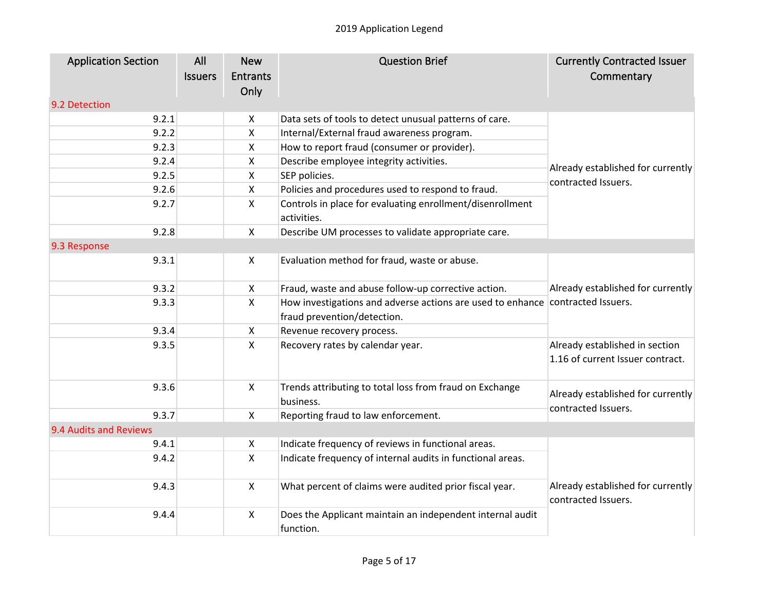2019 Application Legend

| Application Section | All Issuers | New Entrants Only | Question Brief | Currently Contracted Issuer Commentary |
|---|---|---|---|---|
| 9.2 Detection | | | | |
| 9.2.1 | | X | Data sets of tools to detect unusual patterns of care. | Already established for currently contracted Issuers. |
| 9.2.2 | | X | Internal/External fraud awareness program. | |
| 9.2.3 | | X | How to report fraud (consumer or provider). | |
| 9.2.4 | | X | Describe employee integrity activities. | |
| 9.2.5 | | X | SEP policies. | |
| 9.2.6 | | X | Policies and procedures used to respond to fraud. | |
| 9.2.7 | | X | Controls in place for evaluating enrollment/disenrollment activities. | |
| 9.2.8 | | X | Describe UM processes to validate appropriate care. | |
| 9.3 Response | | | | |
| 9.3.1 | | X | Evaluation method for fraud, waste or abuse. | Already established for currently contracted Issuers. |
| 9.3.2 | | X | Fraud, waste and abuse follow-up corrective action. | |
| 9.3.3 | | X | How investigations and adverse actions are used to enhance fraud prevention/detection. | |
| 9.3.4 | | X | Revenue recovery process. | |
| 9.3.5 | | X | Recovery rates by calendar year. | Already established in section 1.16 of current Issuer contract. |
| 9.3.6 | | X | Trends attributing to total loss from fraud on Exchange business. | Already established for currently contracted Issuers. |
| 9.3.7 | | X | Reporting fraud to law enforcement. | |
| 9.4 Audits and Reviews | | | | |
| 9.4.1 | | X | Indicate frequency of reviews in functional areas. | Already established for currently contracted Issuers. |
| 9.4.2 | | X | Indicate frequency of internal audits in functional areas. | |
| 9.4.3 | | X | What percent of claims were audited prior fiscal year. | |
| 9.4.4 | | X | Does the Applicant maintain an independent internal audit function. | |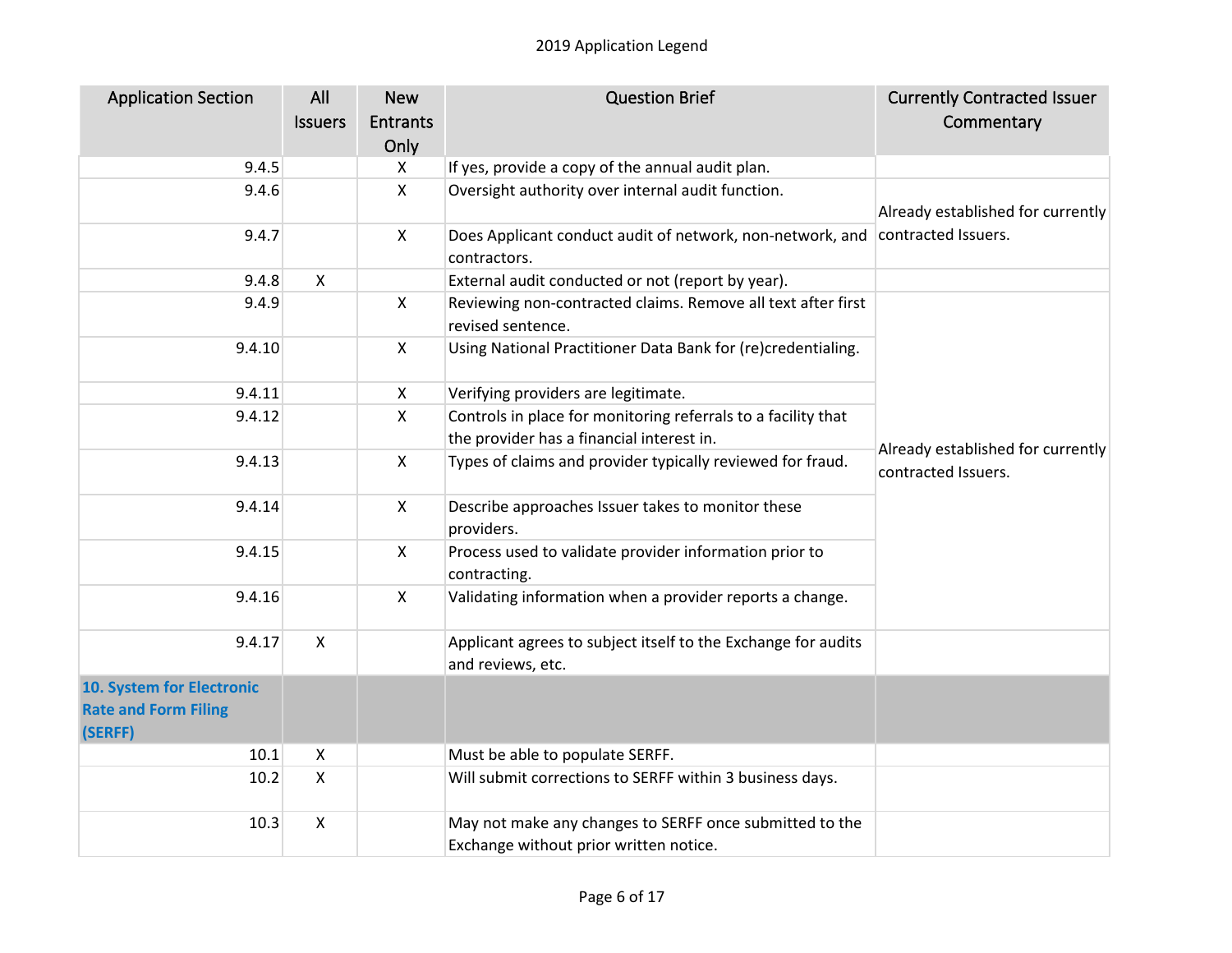2019 Application Legend

| Application Section | All Issuers | New Entrants Only | Question Brief | Currently Contracted Issuer Commentary |
|---|---|---|---|---|
| 9.4.5 | | X | If yes, provide a copy of the annual audit plan. | |
| 9.4.6 | | X | Oversight authority over internal audit function. | Already established for currently contracted Issuers. |
| 9.4.7 | | X | Does Applicant conduct audit of network, non-network, and contractors. | |
| 9.4.8 | X | | External audit conducted or not (report by year). | |
| 9.4.9 | | X | Reviewing non-contracted claims. Remove all text after first revised sentence. | Already established for currently contracted Issuers. |
| 9.4.10 | | X | Using National Practitioner Data Bank for (re)credentialing. | |
| 9.4.11 | | X | Verifying providers are legitimate. | |
| 9.4.12 | | X | Controls in place for monitoring referrals to a facility that the provider has a financial interest in. | |
| 9.4.13 | | X | Types of claims and provider typically reviewed for fraud. | |
| 9.4.14 | | X | Describe approaches Issuer takes to monitor these providers. | |
| 9.4.15 | | X | Process used to validate provider information prior to contracting. | |
| 9.4.16 | | X | Validating information when a provider reports a change. | |
| 9.4.17 | X | | Applicant agrees to subject itself to the Exchange for audits and reviews, etc. | |
| **10. System for Electronic Rate and Form Filing (SERFF)** | | | | |
| 10.1 | X | | Must be able to populate SERFF. | |
| 10.2 | X | | Will submit corrections to SERFF within 3 business days. | |
| 10.3 | X | | May not make any changes to SERFF once submitted to the Exchange without prior written notice. | |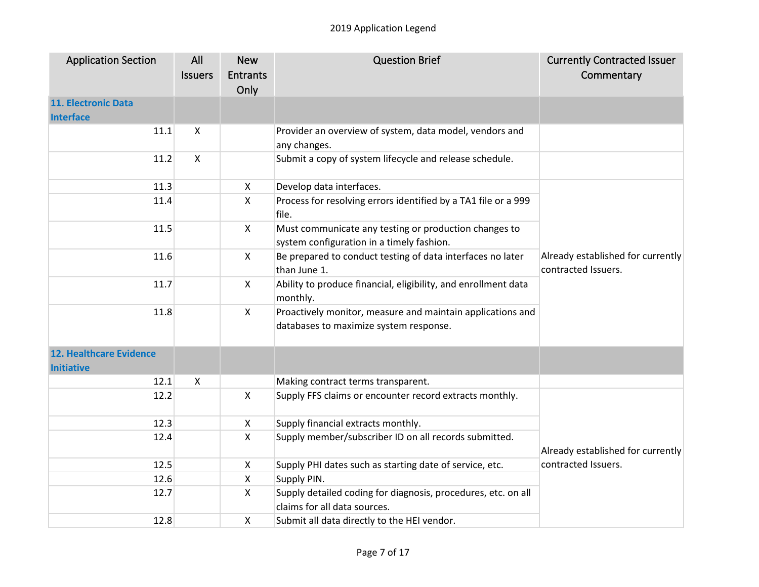2019 Application Legend

| Application Section | All Issuers | New Entrants Only | Question Brief | Currently Contracted Issuer Commentary |
|---|---|---|---|---|
| **11. Electronic Data Interface** | | | | |
| 11.1 | X | | Provider an overview of system, data model, vendors and any changes. | |
| 11.2 | X | | Submit a copy of system lifecycle and release schedule. | |
| 11.3 | | X | Develop data interfaces. | Already established for currently contracted Issuers. |
| 11.4 | | X | Process for resolving errors identified by a TA1 file or a 999 file. | |
| 11.5 | | X | Must communicate any testing or production changes to system configuration in a timely fashion. | |
| 11.6 | | X | Be prepared to conduct testing of data interfaces no later than June 1. | |
| 11.7 | | X | Ability to produce financial, eligibility, and enrollment data monthly. | |
| 11.8 | | X | Proactively monitor, measure and maintain applications and databases to maximize system response. | |
| **12. Healthcare Evidence Initiative** | | | | |
| 12.1 | X | | Making contract terms transparent. | |
| 12.2 | | X | Supply FFS claims or encounter record extracts monthly. | Already established for currently contracted Issuers. |
| 12.3 | | X | Supply financial extracts monthly. | |
| 12.4 | | X | Supply member/subscriber ID on all records submitted. | |
| 12.5 | | X | Supply PHI dates such as starting date of service, etc. | |
| 12.6 | | X | Supply PIN. | |
| 12.7 | | X | Supply detailed coding for diagnosis, procedures, etc. on all claims for all data sources. | |
| 12.8 | | X | Submit all data directly to the HEI vendor. | |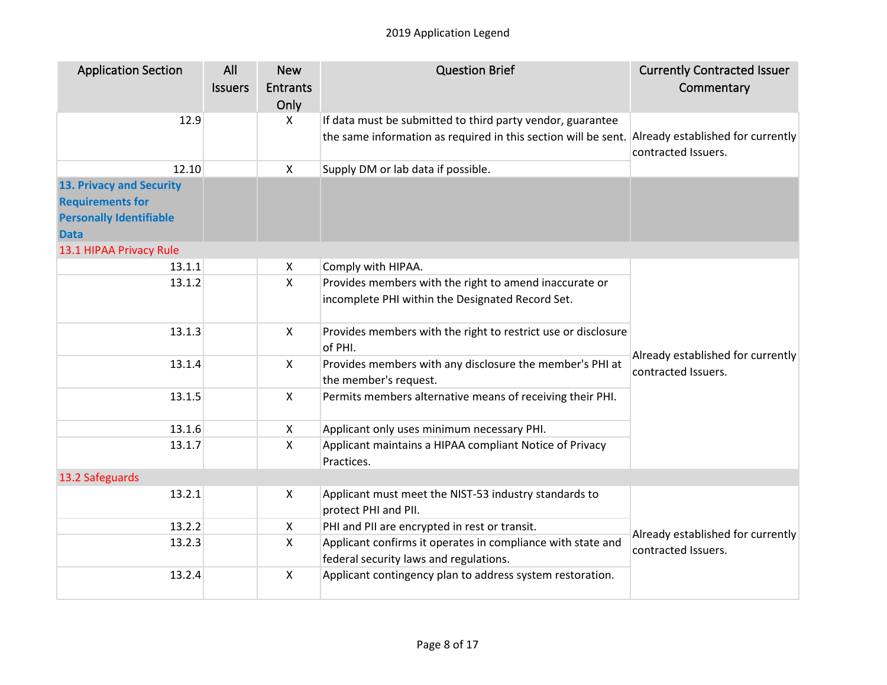2019 Application Legend

| Application Section | All Issuers | New Entrants Only | Question Brief | Currently Contracted Issuer Commentary |
|---|---|---|---|---|
| 12.9 | | X | If data must be submitted to third party vendor, guarantee the same information as required in this section will be sent. | Already established for currently contracted Issuers. |
| 12.10 | | X | Supply DM or lab data if possible. | |
| **13. Privacy and Security Requirements for Personally Identifiable Data** | | | | |
| 13.1 HIPAA Privacy Rule | | | | |
| 13.1.1 | | X | Comply with HIPAA. | Already established for currently contracted Issuers. |
| 13.1.2 | | X | Provides members with the right to amend inaccurate or incomplete PHI within the Designated Record Set. | |
| 13.1.3 | | X | Provides members with the right to restrict use or disclosure of PHI. | |
| 13.1.4 | | X | Provides members with any disclosure the member's PHI at the member's request. | |
| 13.1.5 | | X | Permits members alternative means of receiving their PHI. | |
| 13.1.6 | | X | Applicant only uses minimum necessary PHI. | |
| 13.1.7 | | X | Applicant maintains a HIPAA compliant Notice of Privacy Practices. | |
| 13.2 Safeguards | | | | |
| 13.2.1 | | X | Applicant must meet the NIST-53 industry standards to protect PHI and PII. | Already established for currently contracted Issuers. |
| 13.2.2 | | X | PHI and PII are encrypted in rest or transit. | |
| 13.2.3 | | X | Applicant confirms it operates in compliance with state and federal security laws and regulations. | |
| 13.2.4 | | X | Applicant contingency plan to address system restoration. | |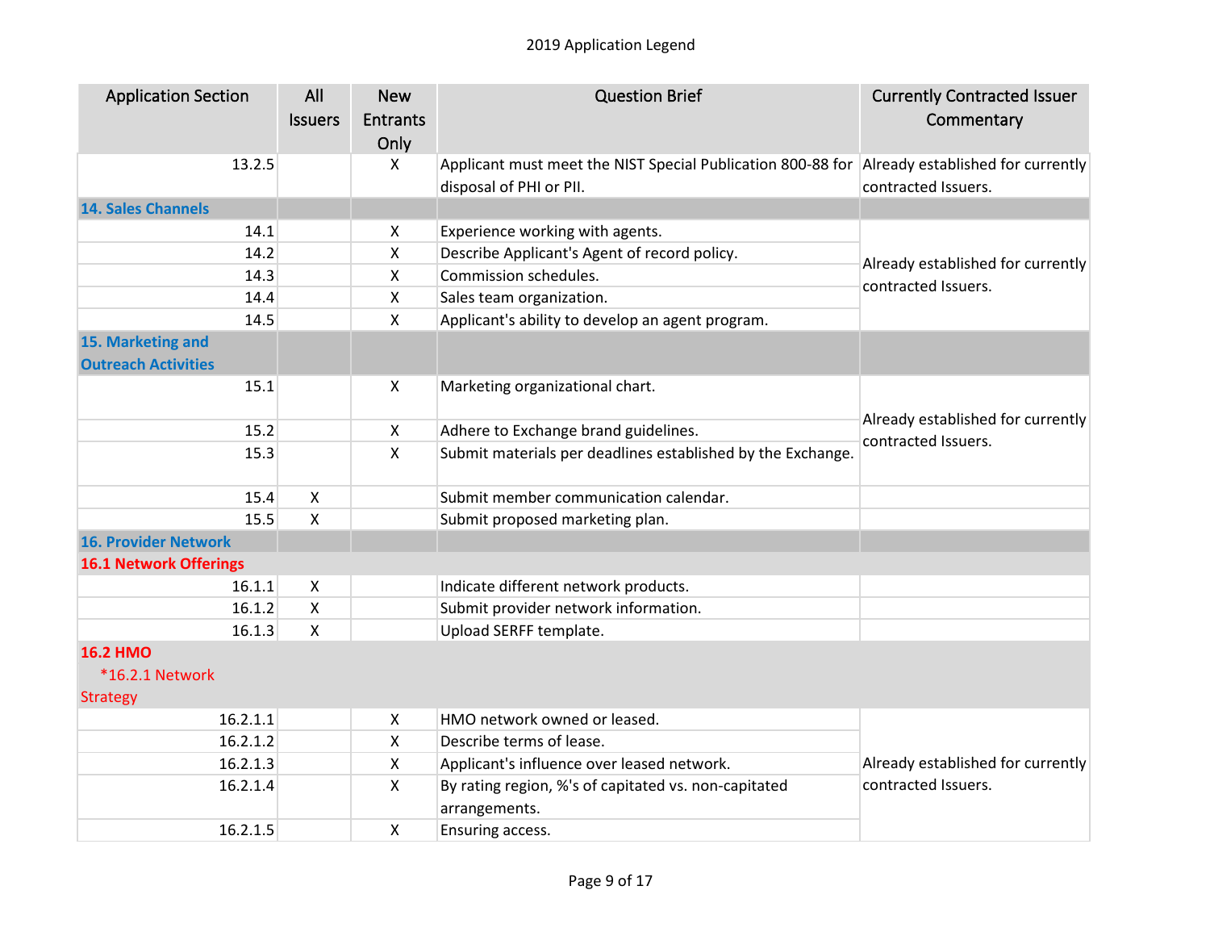2019 Application Legend

| Application Section | All Issuers | New Entrants Only | Question Brief | Currently Contracted Issuer Commentary |
|---|---|---|---|---|
| 13.2.5 | | X | Applicant must meet the NIST Special Publication 800-88 for disposal of PHI or PII. | Already established for currently contracted Issuers. |
| **14. Sales Channels** | | | | |
| 14.1 | | X | Experience working with agents. | Already established for currently contracted Issuers. |
| 14.2 | | X | Describe Applicant's Agent of record policy. | |
| 14.3 | | X | Commission schedules. | |
| 14.4 | | X | Sales team organization. | |
| 14.5 | | X | Applicant's ability to develop an agent program. | |
| **15. Marketing and Outreach Activities** | | | | |
| 15.1 | | X | Marketing organizational chart. | Already established for currently contracted Issuers. |
| 15.2 | | X | Adhere to Exchange brand guidelines. | |
| 15.3 | | X | Submit materials per deadlines established by the Exchange. | |
| 15.4 | X | | Submit member communication calendar. | |
| 15.5 | X | | Submit proposed marketing plan. | |
| **16. Provider Network** | | | | |
| **16.1 Network Offerings** | | | | |
| 16.1.1 | X | | Indicate different network products. | |
| 16.1.2 | X | | Submit provider network information. | |
| 16.1.3 | X | | Upload SERFF template. | |
| **16.2 HMO** *16.2.1 Network Strategy | | | | |
| 16.2.1.1 | | X | HMO network owned or leased. | Already established for currently contracted Issuers. |
| 16.2.1.2 | | X | Describe terms of lease. | |
| 16.2.1.3 | | X | Applicant's influence over leased network. | |
| 16.2.1.4 | | X | By rating region, %'s of capitated vs. non-capitated arrangements. | |
| 16.2.1.5 | | X | Ensuring access. | |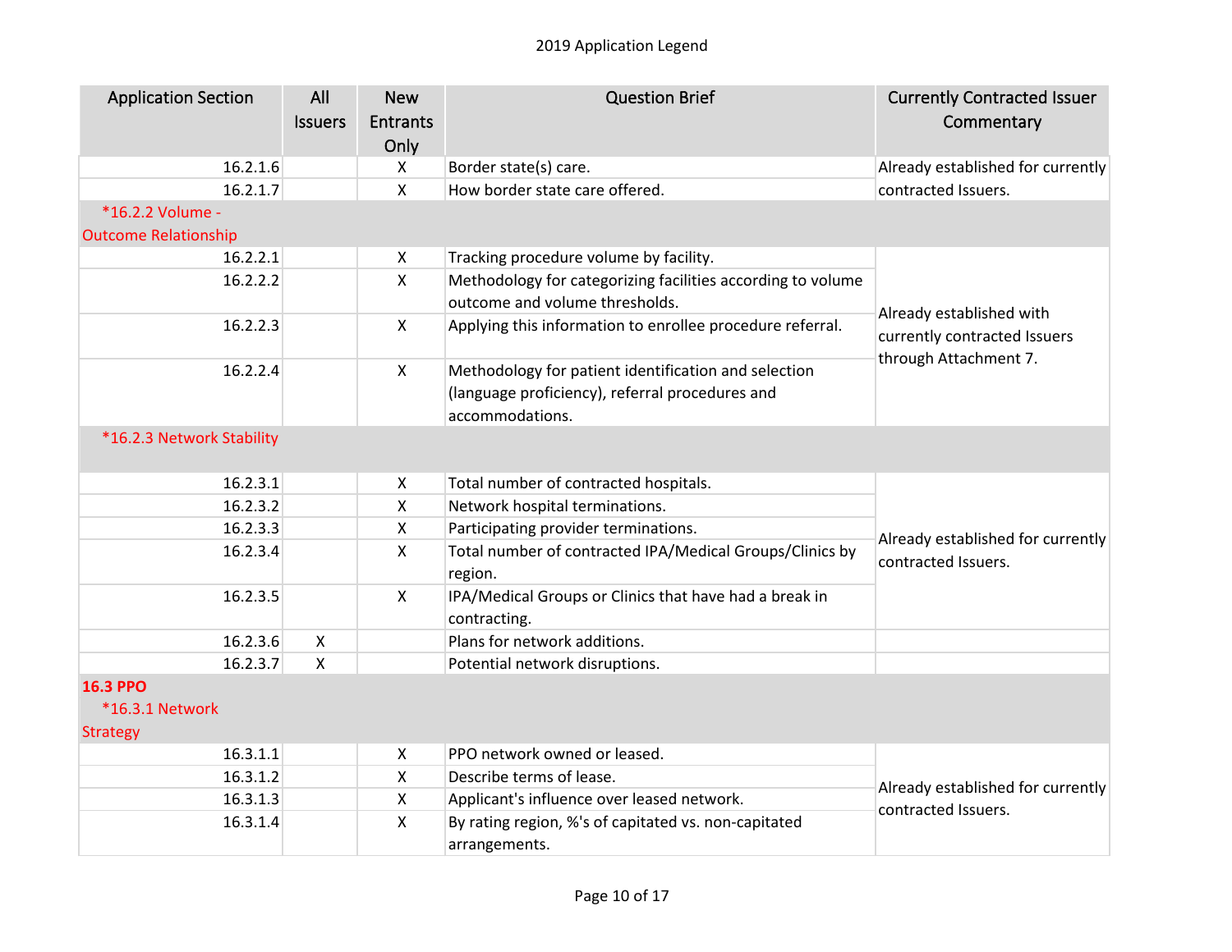2019 Application Legend

| Application Section | All Issuers | New Entrants Only | Question Brief | Currently Contracted Issuer Commentary |
|---|---|---|---|---|
| 16.2.1.6 | | X | Border state(s) care. | Already established for currently contracted Issuers. |
| 16.2.1.7 | | X | How border state care offered. | |
| *16.2.2 Volume - Outcome Relationship | | | | |
| 16.2.2.1 | | X | Tracking procedure volume by facility. | Already established with currently contracted Issuers through Attachment 7. |
| 16.2.2.2 | | X | Methodology for categorizing facilities according to volume outcome and volume thresholds. | |
| 16.2.2.3 | | X | Applying this information to enrollee procedure referral. | |
| 16.2.2.4 | | X | Methodology for patient identification and selection (language proficiency), referral procedures and accommodations. | |
| *16.2.3 Network Stability | | | | |
| 16.2.3.1 | | X | Total number of contracted hospitals. | Already established for currently contracted Issuers. |
| 16.2.3.2 | | X | Network hospital terminations. | |
| 16.2.3.3 | | X | Participating provider terminations. | |
| 16.2.3.4 | | X | Total number of contracted IPA/Medical Groups/Clinics by region. | |
| 16.2.3.5 | | X | IPA/Medical Groups or Clinics that have had a break in contracting. | |
| 16.2.3.6 | X | | Plans for network additions. | |
| 16.2.3.7 | X | | Potential network disruptions. | |
| **16.3 PPO** | | | | |
| *16.3.1 Network Strategy | | | | |
| 16.3.1.1 | | X | PPO network owned or leased. | Already established for currently contracted Issuers. |
| 16.3.1.2 | | X | Describe terms of lease. | |
| 16.3.1.3 | | X | Applicant's influence over leased network. | |
| 16.3.1.4 | | X | By rating region, %'s of capitated vs. non-capitated arrangements. | |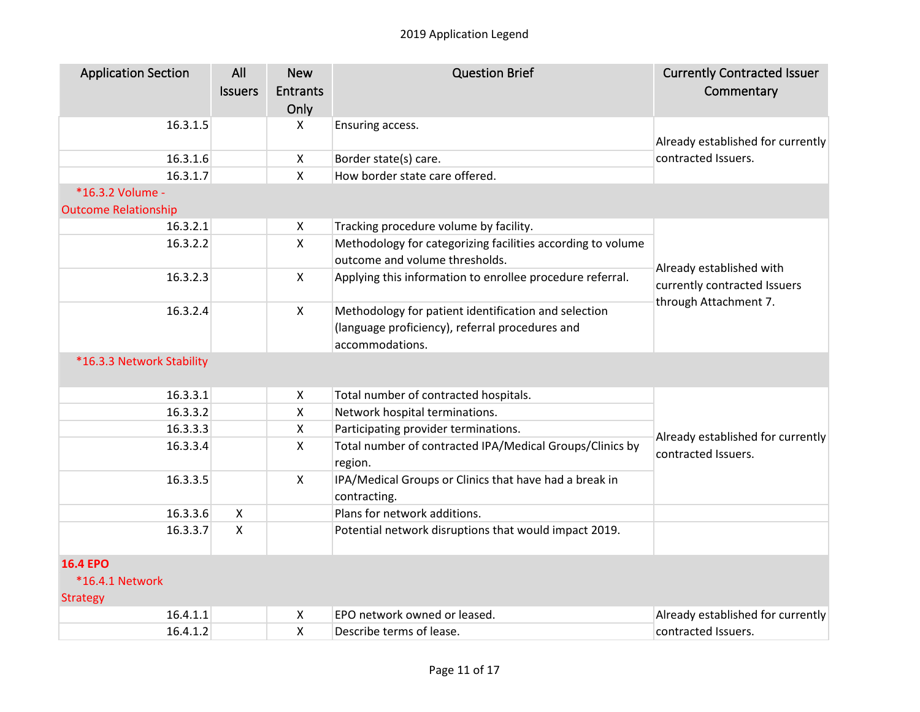2019 Application Legend

| Application Section | All Issuers | New Entrants Only | Question Brief | Currently Contracted Issuer Commentary |
|---|---|---|---|---|
| 16.3.1.5 | | X | Ensuring access. | Already established for currently contracted Issuers. |
| 16.3.1.6 | | X | Border state(s) care. | |
| 16.3.1.7 | | X | How border state care offered. | |
| *16.3.2 Volume - Outcome Relationship | | | | |
| 16.3.2.1 | | X | Tracking procedure volume by facility. | Already established with currently contracted Issuers through Attachment 7. |
| 16.3.2.2 | | X | Methodology for categorizing facilities according to volume outcome and volume thresholds. | |
| 16.3.2.3 | | X | Applying this information to enrollee procedure referral. | |
| 16.3.2.4 | | X | Methodology for patient identification and selection (language proficiency), referral procedures and accommodations. | |
| *16.3.3 Network Stability | | | | |
| 16.3.3.1 | | X | Total number of contracted hospitals. | Already established for currently contracted Issuers. |
| 16.3.3.2 | | X | Network hospital terminations. | |
| 16.3.3.3 | | X | Participating provider terminations. | |
| 16.3.3.4 | | X | Total number of contracted IPA/Medical Groups/Clinics by region. | |
| 16.3.3.5 | | X | IPA/Medical Groups or Clinics that have had a break in contracting. | |
| 16.3.3.6 | X | | Plans for network additions. | |
| 16.3.3.7 | X | | Potential network disruptions that would impact 2019. | |
| **16.4 EPO** *16.4.1 Network Strategy | | | | |
| 16.4.1.1 | | X | EPO network owned or leased. | Already established for currently contracted Issuers. |
| 16.4.1.2 | | X | Describe terms of lease. | |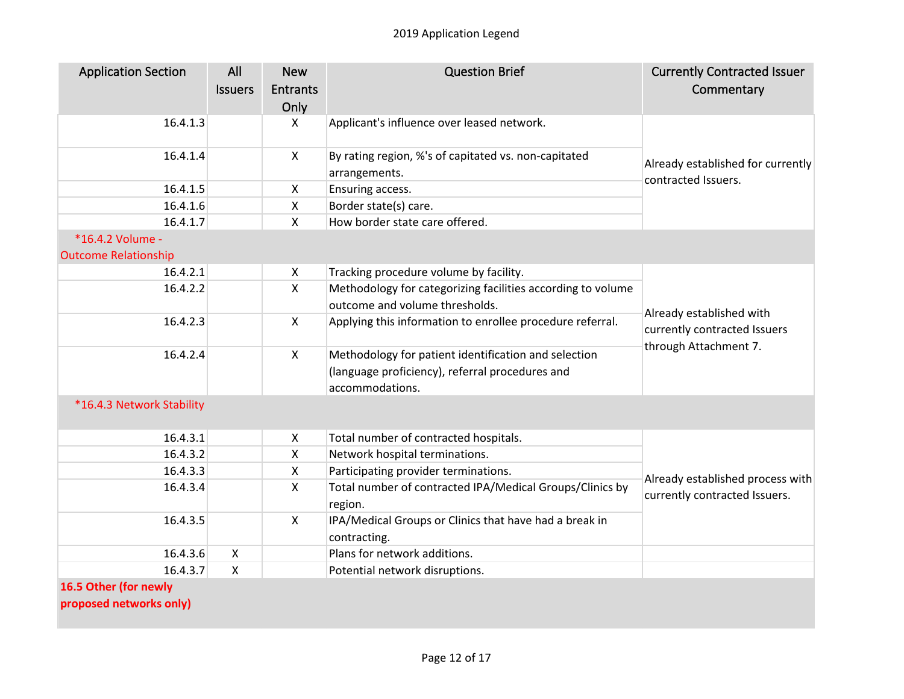2019 Application Legend

| Application Section | All Issuers | New Entrants Only | Question Brief | Currently Contracted Issuer Commentary |
|---|---|---|---|---|
| 16.4.1.3 | | X | Applicant's influence over leased network. | Already established for currently contracted Issuers. |
| 16.4.1.4 | | X | By rating region, %'s of capitated vs. non-capitated arrangements. | |
| 16.4.1.5 | | X | Ensuring access. | |
| 16.4.1.6 | | X | Border state(s) care. | |
| 16.4.1.7 | | X | How border state care offered. | |
| *16.4.2 Volume - Outcome Relationship | | | | |
| 16.4.2.1 | | X | Tracking procedure volume by facility. | Already established with currently contracted Issuers through Attachment 7. |
| 16.4.2.2 | | X | Methodology for categorizing facilities according to volume outcome and volume thresholds. | |
| 16.4.2.3 | | X | Applying this information to enrollee procedure referral. | |
| 16.4.2.4 | | X | Methodology for patient identification and selection (language proficiency), referral procedures and accommodations. | |
| *16.4.3 Network Stability | | | | |
| 16.4.3.1 | | X | Total number of contracted hospitals. | Already established process with currently contracted Issuers. |
| 16.4.3.2 | | X | Network hospital terminations. | |
| 16.4.3.3 | | X | Participating provider terminations. | |
| 16.4.3.4 | | X | Total number of contracted IPA/Medical Groups/Clinics by region. | |
| 16.4.3.5 | | X | IPA/Medical Groups or Clinics that have had a break in contracting. | |
| 16.4.3.6 | X | | Plans for network additions. | |
| 16.4.3.7 | X | | Potential network disruptions. | |
| **16.5 Other (for newly proposed networks only)** | | | | |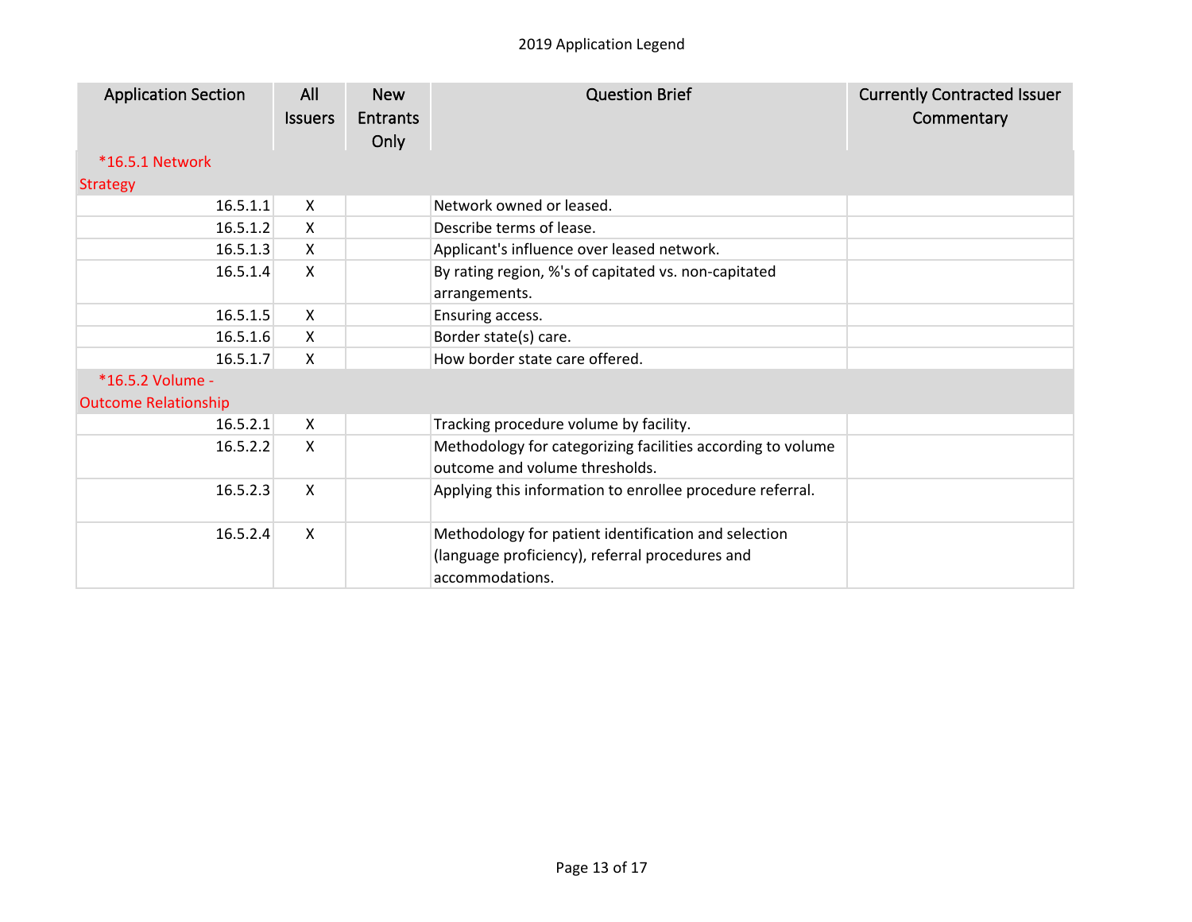| Application Section | All Issuers | New Entrants Only | Question Brief | Currently Contracted Issuer Commentary |
|---|---|---|---|---|
| *16.5.1 Network Strategy | | | | |
| 16.5.1.1 | X | | Network owned or leased. | |
| 16.5.1.2 | X | | Describe terms of lease. | |
| 16.5.1.3 | X | | Applicant's influence over leased network. | |
| 16.5.1.4 | X | | By rating region, %'s of capitated vs. non-capitated arrangements. | |
| 16.5.1.5 | X | | Ensuring access. | |
| 16.5.1.6 | X | | Border state(s) care. | |
| 16.5.1.7 | X | | How border state care offered. | |
| *16.5.2 Volume - Outcome Relationship | | | | |
| 16.5.2.1 | X | | Tracking procedure volume by facility. | |
| 16.5.2.2 | X | | Methodology for categorizing facilities according to volume outcome and volume thresholds. | |
| 16.5.2.3 | X | | Applying this information to enrollee procedure referral. | |
| 16.5.2.4 | X | | Methodology for patient identification and selection (language proficiency), referral procedures and accommodations. | |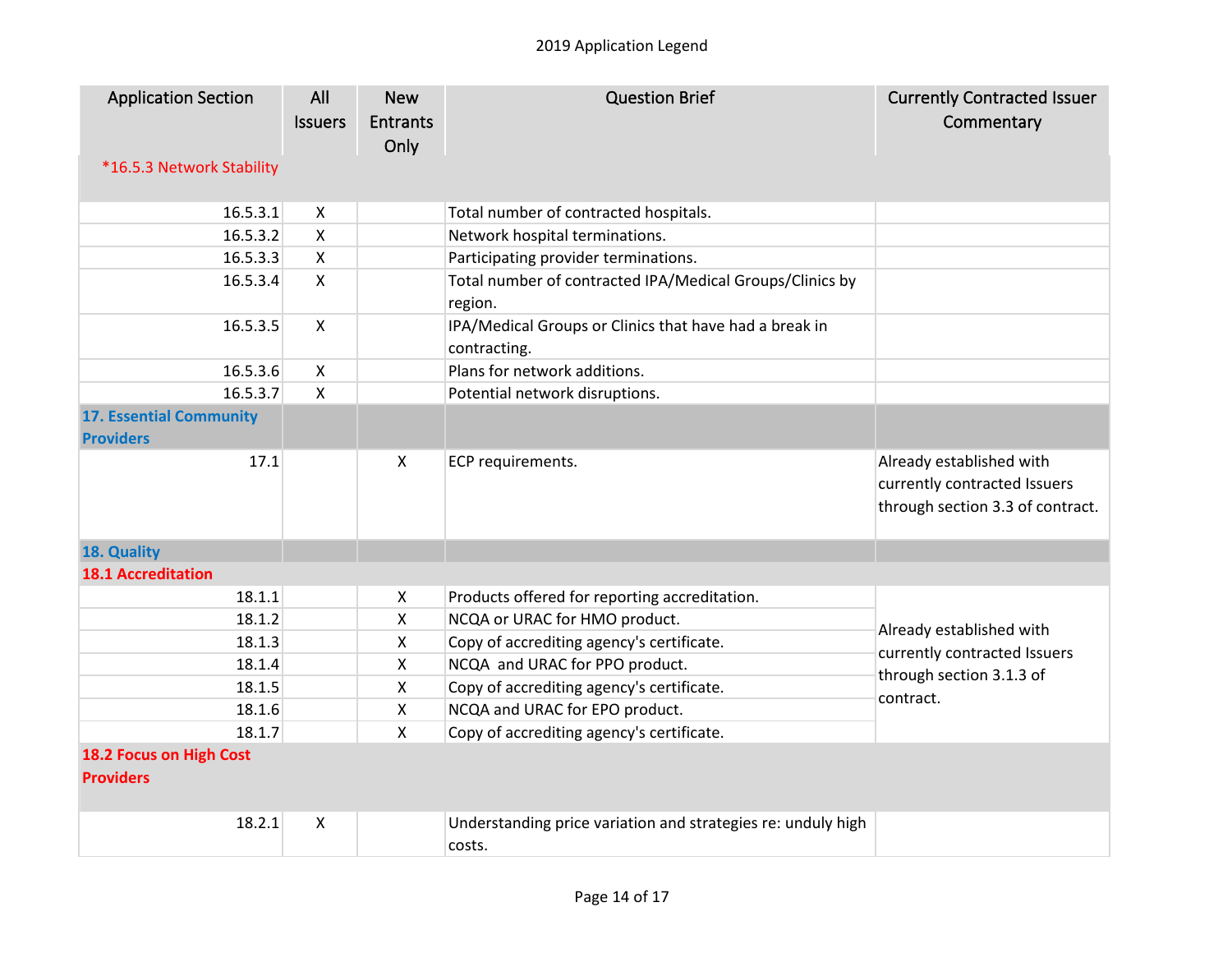2019 Application Legend

| Application Section | All Issuers | New Entrants Only | Question Brief | Currently Contracted Issuer Commentary |
|---|---|---|---|---|
| *16.5.3 Network Stability | | | | |
| 16.5.3.1 | X | | Total number of contracted hospitals. | |
| 16.5.3.2 | X | | Network hospital terminations. | |
| 16.5.3.3 | X | | Participating provider terminations. | |
| 16.5.3.4 | X | | Total number of contracted IPA/Medical Groups/Clinics by region. | |
| 16.5.3.5 | X | | IPA/Medical Groups or Clinics that have had a break in contracting. | |
| 16.5.3.6 | X | | Plans for network additions. | |
| 16.5.3.7 | X | | Potential network disruptions. | |
| **17. Essential Community Providers** | | | | |
| 17.1 | | X | ECP requirements. | Already established with currently contracted Issuers through section 3.3 of contract. |
| **18. Quality** | | | | |
| **18.1 Accreditation** | | | | |
| 18.1.1 | | X | Products offered for reporting accreditation. | Already established with currently contracted Issuers through section 3.1.3 of contract. |
| 18.1.2 | | X | NCQA or URAC for HMO product. | |
| 18.1.3 | | X | Copy of accrediting agency's certificate. | |
| 18.1.4 | | X | NCQA and URAC for PPO product. | |
| 18.1.5 | | X | Copy of accrediting agency's certificate. | |
| 18.1.6 | | X | NCQA and URAC for EPO product. | |
| 18.1.7 | | X | Copy of accrediting agency's certificate. | |
| **18.2 Focus on High Cost Providers** | | | | |
| 18.2.1 | X | | Understanding price variation and strategies re: unduly high costs. | |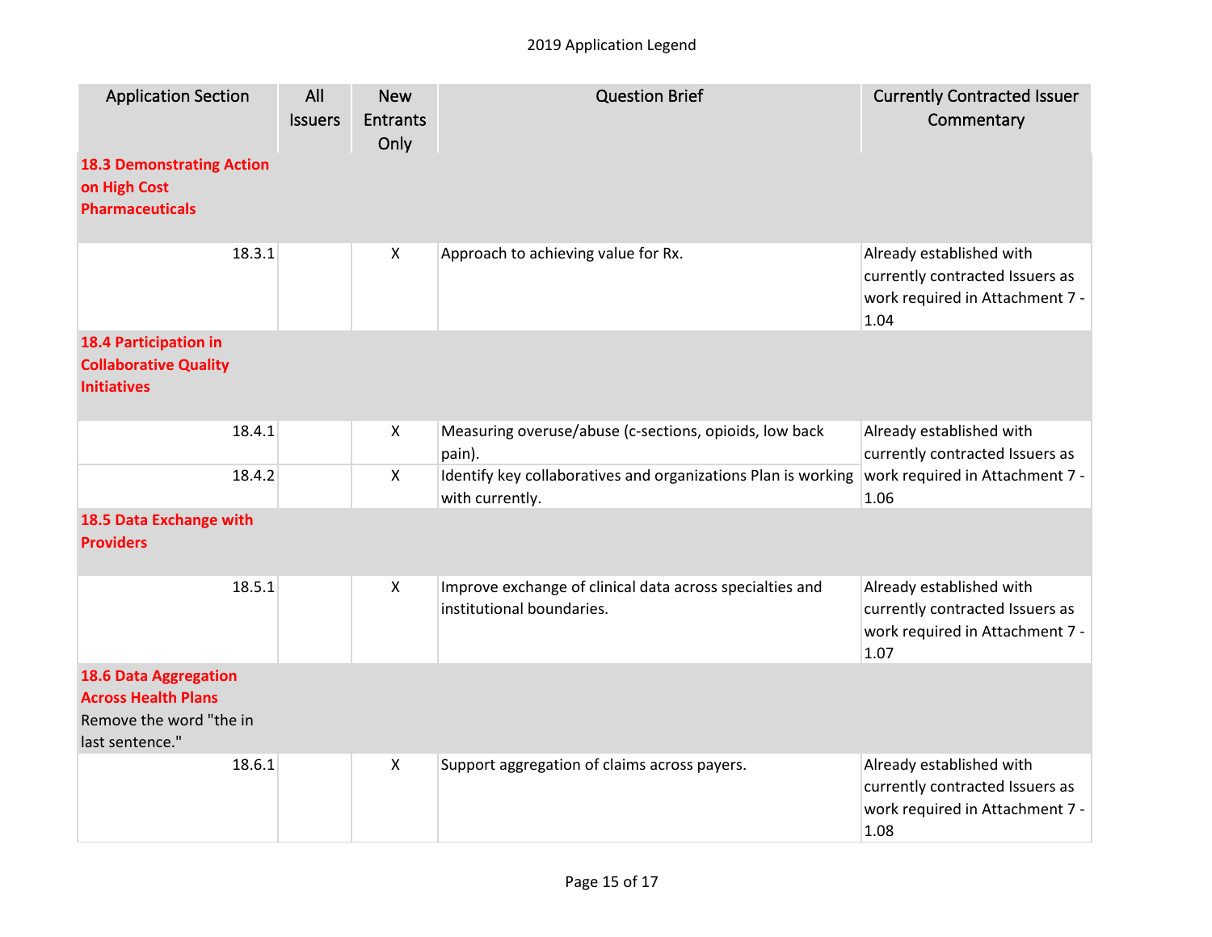| Application Section | All Issuers | New Entrants Only | Question Brief | Currently Contracted Issuer Commentary |
|---|---|---|---|---|
| **18.3 Demonstrating Action on High Cost Pharmaceuticals** | | | | |
| 18.3.1 | | X | Approach to achieving value for Rx. | Already established with currently contracted Issuers as work required in Attachment 7 - 1.04 |
| **18.4 Participation in Collaborative Quality Initiatives** | | | | |
| 18.4.1 | | X | Measuring overuse/abuse (c-sections, opioids, low back pain). | Already established with currently contracted Issuers as work required in Attachment 7 - 1.06 |
| 18.4.2 | | X | Identify key collaboratives and organizations Plan is working with currently. | |
| **18.5 Data Exchange with Providers** | | | | |
| 18.5.1 | | X | Improve exchange of clinical data across specialties and institutional boundaries. | Already established with currently contracted Issuers as work required in Attachment 7 - 1.07 |
| **18.6 Data Aggregation Across Health Plans** Remove the word "the in last sentence." | | | | |
| 18.6.1 | | X | Support aggregation of claims across payers. | Already established with currently contracted Issuers as work required in Attachment 7 - 1.08 |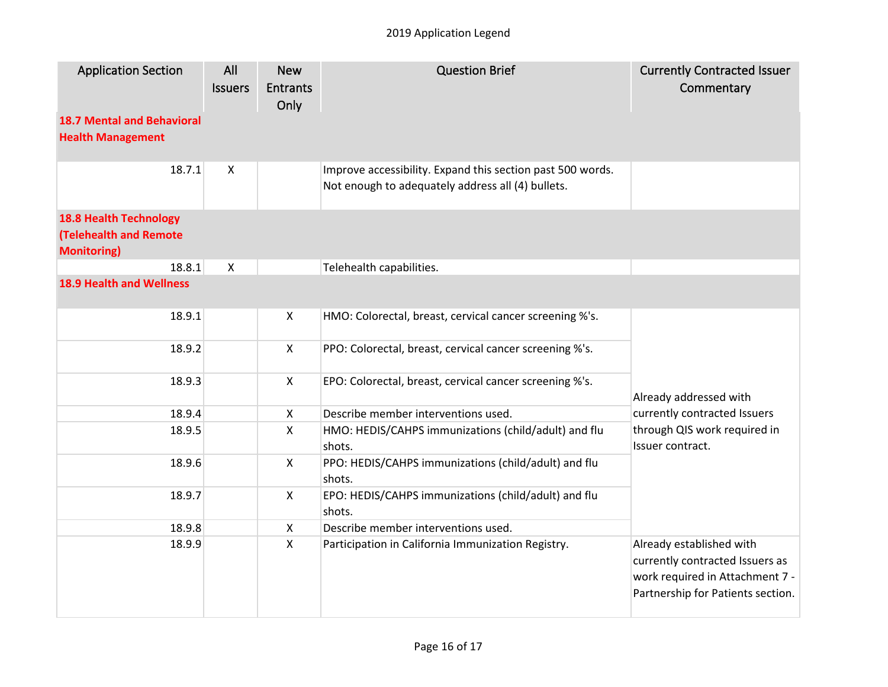2019 Application Legend

| Application Section | All Issuers | New Entrants Only | Question Brief | Currently Contracted Issuer Commentary |
|---|---|---|---|---|
| **18.7 Mental and Behavioral Health Management** | | | | |
| 18.7.1 | X | | Improve accessibility. Expand this section past 500 words. Not enough to adequately address all (4) bullets. | |
| **18.8 Health Technology (Telehealth and Remote Monitoring)** | | | | |
| 18.8.1 | X | | Telehealth capabilities. | |
| **18.9 Health and Wellness** | | | | |
| 18.9.1 | | X | HMO: Colorectal, breast, cervical cancer screening %'s. | Already addressed with currently contracted Issuers through QIS work required in Issuer contract. |
| 18.9.2 | | X | PPO: Colorectal, breast, cervical cancer screening %'s. | |
| 18.9.3 | | X | EPO: Colorectal, breast, cervical cancer screening %'s. | |
| 18.9.4 | | X | Describe member interventions used. | |
| 18.9.5 | | X | HMO: HEDIS/CAHPS immunizations (child/adult) and flu shots. | |
| 18.9.6 | | X | PPO: HEDIS/CAHPS immunizations (child/adult) and flu shots. | |
| 18.9.7 | | X | EPO: HEDIS/CAHPS immunizations (child/adult) and flu shots. | |
| 18.9.8 | | X | Describe member interventions used. | |
| 18.9.9 | | X | Participation in California Immunization Registry. | Already established with currently contracted Issuers as work required in Attachment 7 - Partnership for Patients section. |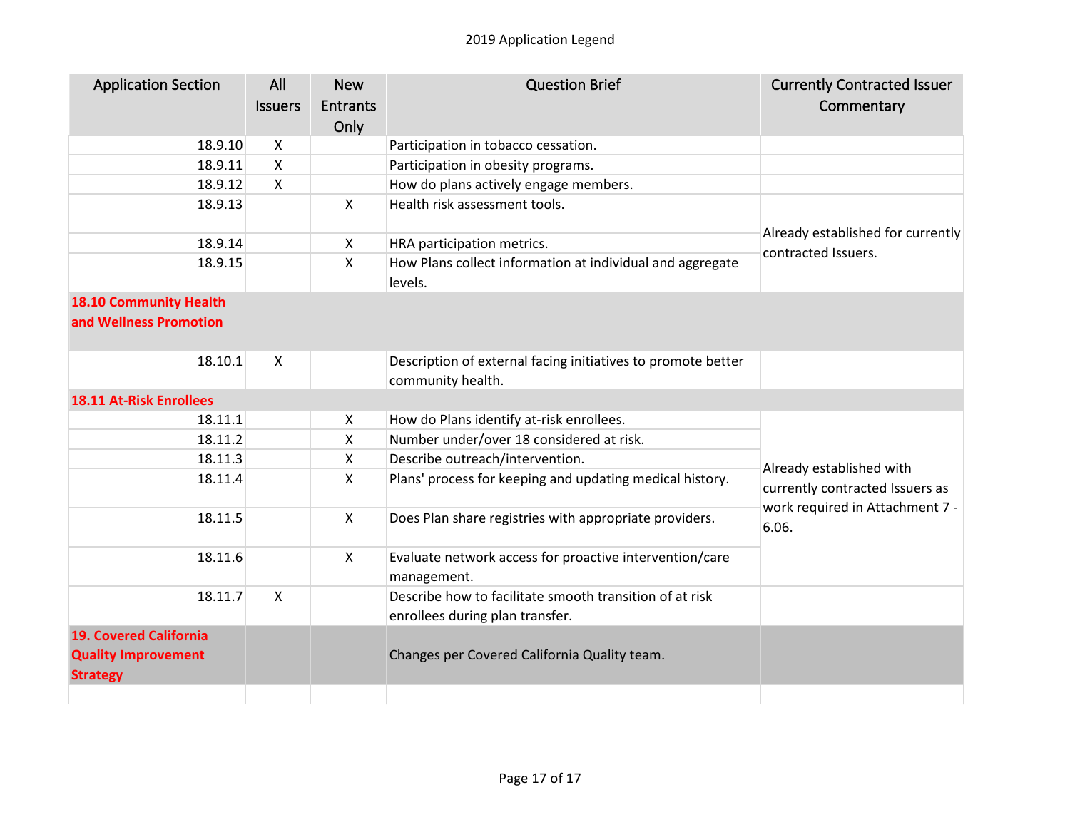2019 Application Legend

| Application Section | All Issuers | New Entrants Only | Question Brief | Currently Contracted Issuer Commentary |
|---|---|---|---|---|
| 18.9.10 | X | | Participation in tobacco cessation. | |
| 18.9.11 | X | | Participation in obesity programs. | |
| 18.9.12 | X | | How do plans actively engage members. | |
| 18.9.13 | | X | Health risk assessment tools. | Already established for currently contracted Issuers. |
| 18.9.14 | | X | HRA participation metrics. | |
| 18.9.15 | | X | How Plans collect information at individual and aggregate levels. | |
| **18.10 Community Health and Wellness Promotion** | | | | |
| 18.10.1 | X | | Description of external facing initiatives to promote better community health. | |
| **18.11 At-Risk Enrollees** | | | | |
| 18.11.1 | | X | How do Plans identify at-risk enrollees. | Already established with currently contracted Issuers as work required in Attachment 7 - 6.06. |
| 18.11.2 | | X | Number under/over 18 considered at risk. | |
| 18.11.3 | | X | Describe outreach/intervention. | |
| 18.11.4 | | X | Plans' process for keeping and updating medical history. | |
| 18.11.5 | | X | Does Plan share registries with appropriate providers. | |
| 18.11.6 | | X | Evaluate network access for proactive intervention/care management. | |
| 18.11.7 | X | | Describe how to facilitate smooth transition of at risk enrollees during plan transfer. | |
| **19. Covered California Quality Improvement Strategy** | | | Changes per Covered California Quality team. | |
| | | | | |